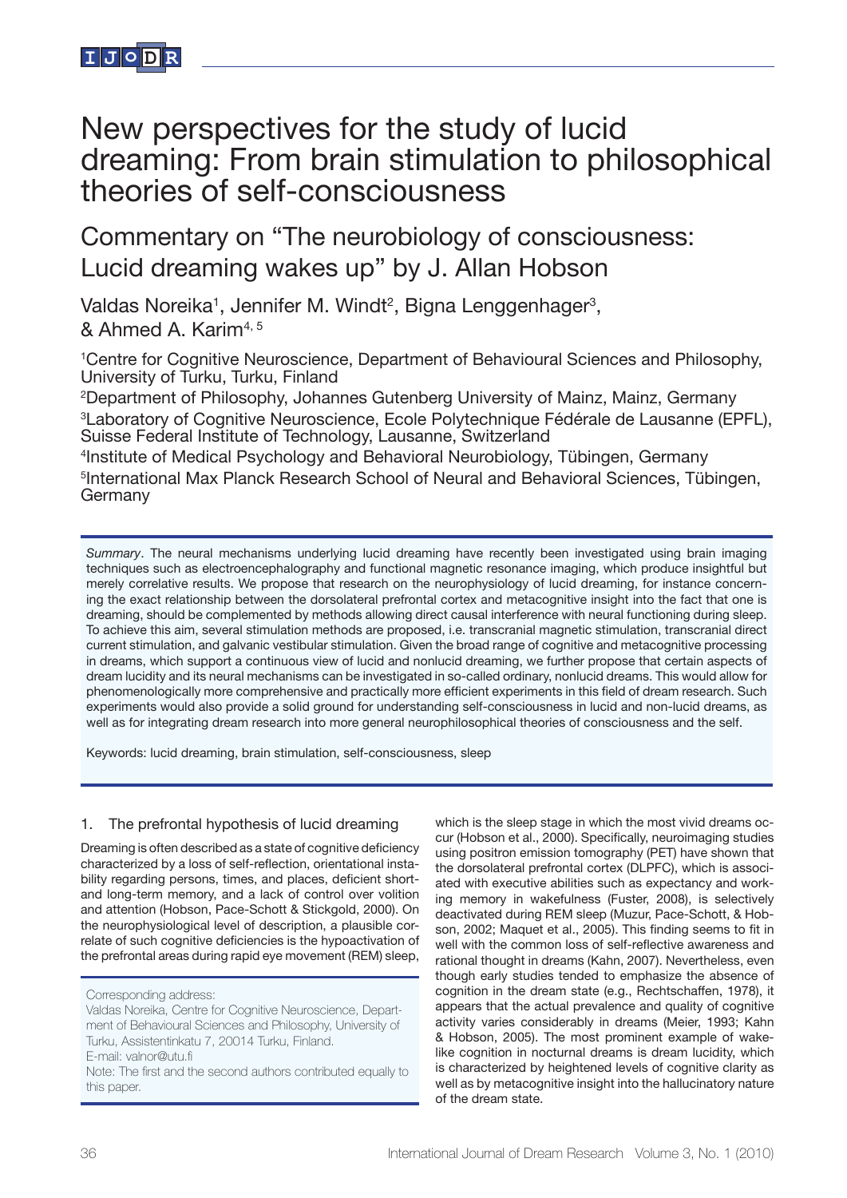# New perspectives for the study of lucid dreaming: From brain stimulation to philosophical theories of self-consciousness

## Commentary on "The neurobiology of consciousness: Lucid dreaming wakes up" by J. Allan Hobson

Valdas Noreika[1], Jennifer M. Windt[2], Bigna Lenggenhager[3], & Ahmed A. Karim[4, 5]

[1]Centre for Cognitive Neuroscience, Department of Behavioural Sciences and Philosophy, University of Turku, Turku, Finland

[2]Department of Philosophy, Johannes Gutenberg University of Mainz, Mainz, Germany

[3]Laboratory of Cognitive Neuroscience, Ecole Polytechnique Fédérale de Lausanne (EPFL), Suisse Federal Institute of Technology, Lausanne, Switzerland

[4]Institute of Medical Psychology and Behavioral Neurobiology, Tübingen, Germany

[5]International Max Planck Research School of Neural and Behavioral Sciences, Tübingen, Germany

*Summary*. The neural mechanisms underlying lucid dreaming have recently been investigated using brain imaging techniques such as electroencephalography and functional magnetic resonance imaging, which produce insightful but merely correlative results. We propose that research on the neurophysiology of lucid dreaming, for instance concerning the exact relationship between the dorsolateral prefrontal cortex and metacognitive insight into the fact that one is dreaming, should be complemented by methods allowing direct causal interference with neural functioning during sleep. To achieve this aim, several stimulation methods are proposed, i.e. transcranial magnetic stimulation, transcranial direct current stimulation, and galvanic vestibular stimulation. Given the broad range of cognitive and metacognitive processing in dreams, which support a continuous view of lucid and nonlucid dreaming, we further propose that certain aspects of dream lucidity and its neural mechanisms can be investigated in so-called ordinary, nonlucid dreams. This would allow for phenomenologically more comprehensive and practically more efficient experiments in this field of dream research. Such experiments would also provide a solid ground for understanding self-consciousness in lucid and non-lucid dreams, as well as for integrating dream research into more general neurophilosophical theories of consciousness and the self.

Keywords: lucid dreaming, brain stimulation, self-consciousness, sleep

### 1. The prefrontal hypothesis of lucid dreaming

Dreaming is often described as a state of cognitive deficiency characterized by a loss of self-reflection, orientational instability regarding persons, times, and places, deficient short- and long-term memory, and a lack of control over volition and attention (Hobson, Pace-Schott & Stickgold, 2000). On the neurophysiological level of description, a plausible correlate of such cognitive deficiencies is the hypoactivation of the prefrontal areas during rapid eye movement (REM) sleep, which is the sleep stage in which the most vivid dreams occur (Hobson et al., 2000). Specifically, neuroimaging studies using positron emission tomography (PET) have shown that the dorsolateral prefrontal cortex (DLPFC), which is associated with executive abilities such as expectancy and working memory in wakefulness (Fuster, 2008), is selectively deactivated during REM sleep (Muzur, Pace-Schott, & Hobson, 2002; Maquet et al., 2005). This finding seems to fit in well with the common loss of self-reflective awareness and rational thought in dreams (Kahn, 2007). Nevertheless, even though early studies tended to emphasize the absence of cognition in the dream state (e.g., Rechtschaffen, 1978), it appears that the actual prevalence and quality of cognitive activity varies considerably in dreams (Meier, 1993; Kahn & Hobson, 2005). The most prominent example of wake-like cognition in nocturnal dreams is dream lucidity, which is characterized by heightened levels of cognitive clarity as well as by metacognitive insight into the hallucinatory nature of the dream state.

Corresponding address:
Valdas Noreika, Centre for Cognitive Neuroscience, Department of Behavioural Sciences and Philosophy, University of Turku, Assistentinkatu 7, 20014 Turku, Finland.
E-mail: valnor@utu.fi
Note: The first and the second authors contributed equally to this paper.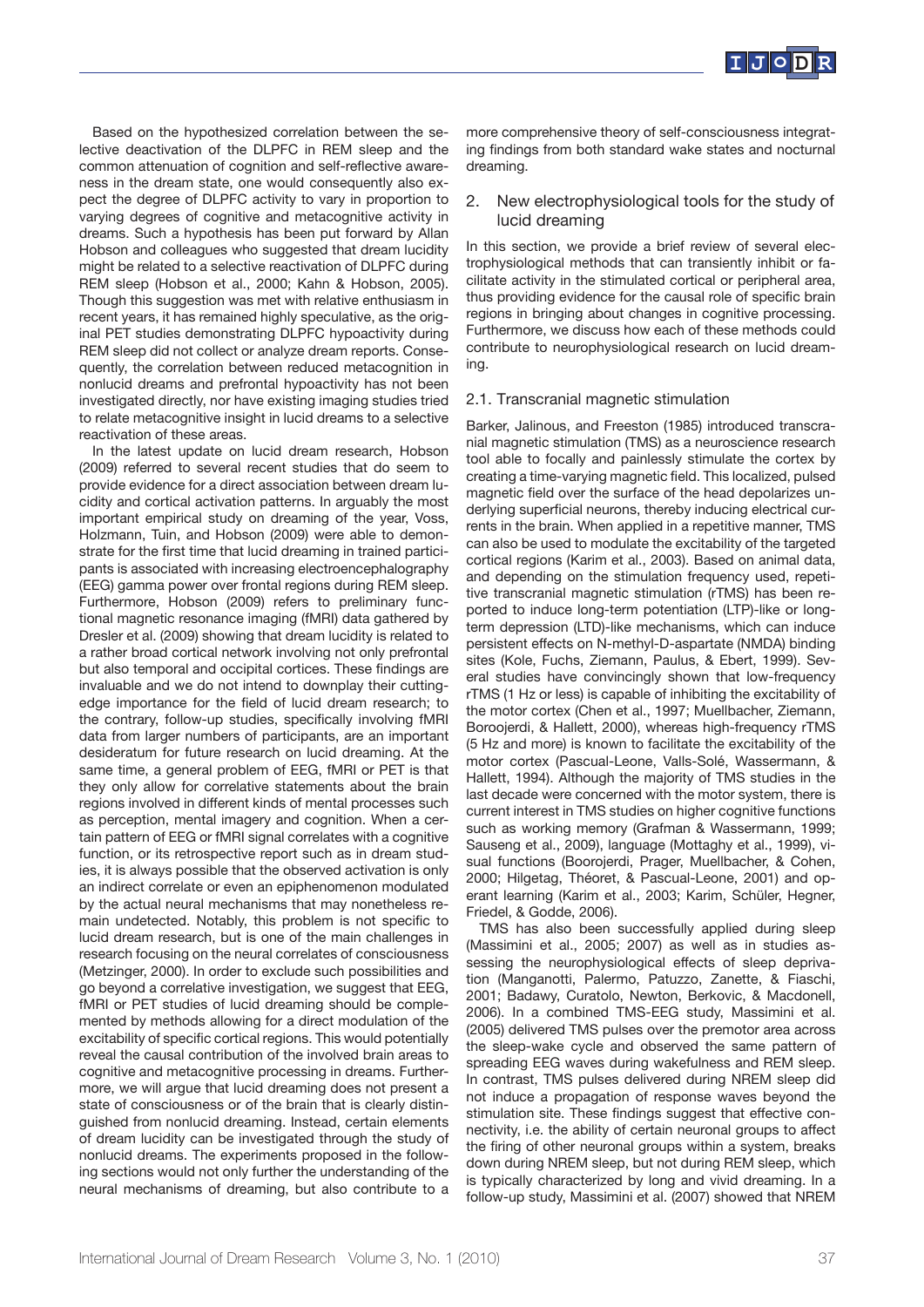Based on the hypothesized correlation between the selective deactivation of the DLPFC in REM sleep and the common attenuation of cognition and self-reflective awareness in the dream state, one would consequently also expect the degree of DLPFC activity to vary in proportion to varying degrees of cognitive and metacognitive activity in dreams. Such a hypothesis has been put forward by Allan Hobson and colleagues who suggested that dream lucidity might be related to a selective reactivation of DLPFC during REM sleep (Hobson et al., 2000; Kahn & Hobson, 2005). Though this suggestion was met with relative enthusiasm in recent years, it has remained highly speculative, as the original PET studies demonstrating DLPFC hypoactivity during REM sleep did not collect or analyze dream reports. Consequently, the correlation between reduced metacognition in nonlucid dreams and prefrontal hypoactivity has not been investigated directly, nor have existing imaging studies tried to relate metacognitive insight in lucid dreams to a selective reactivation of these areas.

In the latest update on lucid dream research, Hobson (2009) referred to several recent studies that do seem to provide evidence for a direct association between dream lucidity and cortical activation patterns. In arguably the most important empirical study on dreaming of the year, Voss, Holzmann, Tuin, and Hobson (2009) were able to demonstrate for the first time that lucid dreaming in trained participants is associated with increasing electroencephalography (EEG) gamma power over frontal regions during REM sleep. Furthermore, Hobson (2009) refers to preliminary functional magnetic resonance imaging (fMRI) data gathered by Dresler et al. (2009) showing that dream lucidity is related to a rather broad cortical network involving not only prefrontal but also temporal and occipital cortices. These findings are invaluable and we do not intend to downplay their cutting-edge importance for the field of lucid dream research; to the contrary, follow-up studies, specifically involving fMRI data from larger numbers of participants, are an important desideratum for future research on lucid dreaming. At the same time, a general problem of EEG, fMRI or PET is that they only allow for correlative statements about the brain regions involved in different kinds of mental processes such as perception, mental imagery and cognition. When a certain pattern of EEG or fMRI signal correlates with a cognitive function, or its retrospective report such as in dream studies, it is always possible that the observed activation is only an indirect correlate or even an epiphenomenon modulated by the actual neural mechanisms that may nonetheless remain undetected. Notably, this problem is not specific to lucid dream research, but is one of the main challenges in research focusing on the neural correlates of consciousness (Metzinger, 2000). In order to exclude such possibilities and go beyond a correlative investigation, we suggest that EEG, fMRI or PET studies of lucid dreaming should be complemented by methods allowing for a direct modulation of the excitability of specific cortical regions. This would potentially reveal the causal contribution of the involved brain areas to cognitive and metacognitive processing in dreams. Furthermore, we will argue that lucid dreaming does not present a state of consciousness or of the brain that is clearly distinguished from nonlucid dreaming. Instead, certain elements of dream lucidity can be investigated through the study of nonlucid dreams. The experiments proposed in the following sections would not only further the understanding of the neural mechanisms of dreaming, but also contribute to a more comprehensive theory of self-consciousness integrating findings from both standard wake states and nocturnal dreaming.

## 2. New electrophysiological tools for the study of lucid dreaming

In this section, we provide a brief review of several electrophysiological methods that can transiently inhibit or facilitate activity in the stimulated cortical or peripheral area, thus providing evidence for the causal role of specific brain regions in bringing about changes in cognitive processing. Furthermore, we discuss how each of these methods could contribute to neurophysiological research on lucid dreaming.

### 2.1. Transcranial magnetic stimulation

Barker, Jalinous, and Freeston (1985) introduced transcranial magnetic stimulation (TMS) as a neuroscience research tool able to focally and painlessly stimulate the cortex by creating a time-varying magnetic field. This localized, pulsed magnetic field over the surface of the head depolarizes underlying superficial neurons, thereby inducing electrical currents in the brain. When applied in a repetitive manner, TMS can also be used to modulate the excitability of the targeted cortical regions (Karim et al., 2003). Based on animal data, and depending on the stimulation frequency used, repetitive transcranial magnetic stimulation (rTMS) has been reported to induce long-term potentiation (LTP)-like or long-term depression (LTD)-like mechanisms, which can induce persistent effects on N-methyl-D-aspartate (NMDA) binding sites (Kole, Fuchs, Ziemann, Paulus, & Ebert, 1999). Several studies have convincingly shown that low-frequency rTMS (1 Hz or less) is capable of inhibiting the excitability of the motor cortex (Chen et al., 1997; Muellbacher, Ziemann, Boroojerdi, & Hallett, 2000), whereas high-frequency rTMS (5 Hz and more) is known to facilitate the excitability of the motor cortex (Pascual-Leone, Valls-Solé, Wassermann, & Hallett, 1994). Although the majority of TMS studies in the last decade were concerned with the motor system, there is current interest in TMS studies on higher cognitive functions such as working memory (Grafman & Wassermann, 1999; Sauseng et al., 2009), language (Mottaghy et al., 1999), visual functions (Boorojerdi, Prager, Muellbacher, & Cohen, 2000; Hilgetag, Théoret, & Pascual-Leone, 2001) and operant learning (Karim et al., 2003; Karim, Schüler, Hegner, Friedel, & Godde, 2006).

TMS has also been successfully applied during sleep (Massimini et al., 2005; 2007) as well as in studies assessing the neurophysiological effects of sleep deprivation (Manganotti, Palermo, Patuzzo, Zanette, & Fiaschi, 2001; Badawy, Curatolo, Newton, Berkovic, & Macdonell, 2006). In a combined TMS-EEG study, Massimini et al. (2005) delivered TMS pulses over the premotor area across the sleep-wake cycle and observed the same pattern of spreading EEG waves during wakefulness and REM sleep. In contrast, TMS pulses delivered during NREM sleep did not induce a propagation of response waves beyond the stimulation site. These findings suggest that effective connectivity, i.e. the ability of certain neuronal groups to affect the firing of other neuronal groups within a system, breaks down during NREM sleep, but not during REM sleep, which is typically characterized by long and vivid dreaming. In a follow-up study, Massimini et al. (2007) showed that NREM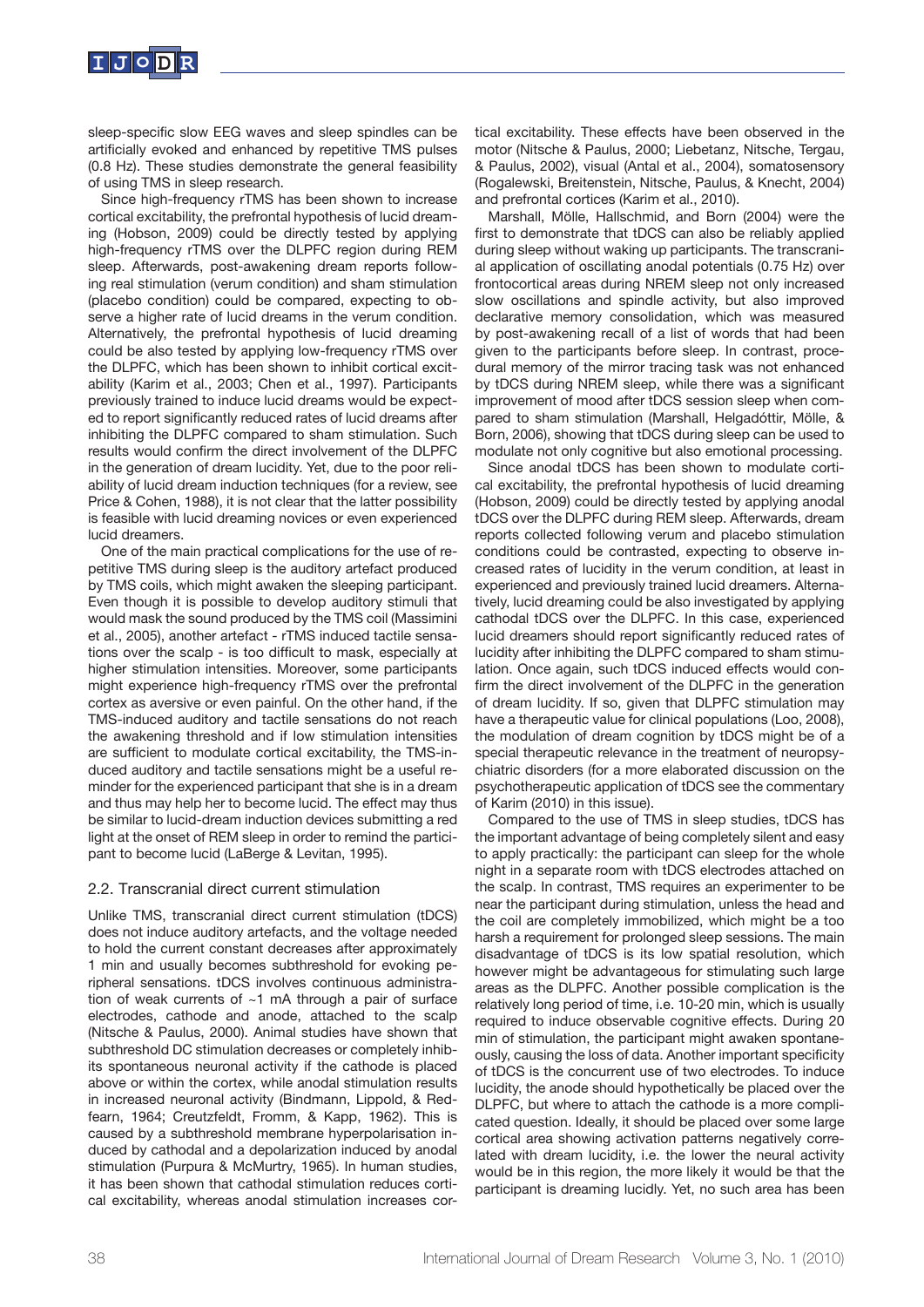sleep-specific slow EEG waves and sleep spindles can be artificially evoked and enhanced by repetitive TMS pulses (0.8 Hz). These studies demonstrate the general feasibility of using TMS in sleep research.

Since high-frequency rTMS has been shown to increase cortical excitability, the prefrontal hypothesis of lucid dreaming (Hobson, 2009) could be directly tested by applying high-frequency rTMS over the DLPFC region during REM sleep. Afterwards, post-awakening dream reports following real stimulation (verum condition) and sham stimulation (placebo condition) could be compared, expecting to observe a higher rate of lucid dreams in the verum condition. Alternatively, the prefrontal hypothesis of lucid dreaming could be also tested by applying low-frequency rTMS over the DLPFC, which has been shown to inhibit cortical excitability (Karim et al., 2003; Chen et al., 1997). Participants previously trained to induce lucid dreams would be expected to report significantly reduced rates of lucid dreams after inhibiting the DLPFC compared to sham stimulation. Such results would confirm the direct involvement of the DLPFC in the generation of dream lucidity. Yet, due to the poor reliability of lucid dream induction techniques (for a review, see Price & Cohen, 1988), it is not clear that the latter possibility is feasible with lucid dreaming novices or even experienced lucid dreamers.

One of the main practical complications for the use of repetitive TMS during sleep is the auditory artefact produced by TMS coils, which might awaken the sleeping participant. Even though it is possible to develop auditory stimuli that would mask the sound produced by the TMS coil (Massimini et al., 2005), another artefact - rTMS induced tactile sensations over the scalp - is too difficult to mask, especially at higher stimulation intensities. Moreover, some participants might experience high-frequency rTMS over the prefrontal cortex as aversive or even painful. On the other hand, if the TMS-induced auditory and tactile sensations do not reach the awakening threshold and if low stimulation intensities are sufficient to modulate cortical excitability, the TMS-induced auditory and tactile sensations might be a useful reminder for the experienced participant that she is in a dream and thus may help her to become lucid. The effect may thus be similar to lucid-dream induction devices submitting a red light at the onset of REM sleep in order to remind the participant to become lucid (LaBerge & Levitan, 1995).

## 2.2. Transcranial direct current stimulation

Unlike TMS, transcranial direct current stimulation (tDCS) does not induce auditory artefacts, and the voltage needed to hold the current constant decreases after approximately 1 min and usually becomes subthreshold for evoking peripheral sensations. tDCS involves continuous administration of weak currents of ~1 mA through a pair of surface electrodes, cathode and anode, attached to the scalp (Nitsche & Paulus, 2000). Animal studies have shown that subthreshold DC stimulation decreases or completely inhibits spontaneous neuronal activity if the cathode is placed above or within the cortex, while anodal stimulation results in increased neuronal activity (Bindmann, Lippold, & Redfearn, 1964; Creutzfeldt, Fromm, & Kapp, 1962). This is caused by a subthreshold membrane hyperpolarisation induced by cathodal and a depolarization induced by anodal stimulation (Purpura & McMurtry, 1965). In human studies, it has been shown that cathodal stimulation reduces cortical excitability, whereas anodal stimulation increases cortical excitability. These effects have been observed in the motor (Nitsche & Paulus, 2000; Liebetanz, Nitsche, Tergau, & Paulus, 2002), visual (Antal et al., 2004), somatosensory (Rogalewski, Breitenstein, Nitsche, Paulus, & Knecht, 2004) and prefrontal cortices (Karim et al., 2010).

Marshall, Mölle, Hallschmid, and Born (2004) were the first to demonstrate that tDCS can also be reliably applied during sleep without waking up participants. The transcranial application of oscillating anodal potentials (0.75 Hz) over frontocortical areas during NREM sleep not only increased slow oscillations and spindle activity, but also improved declarative memory consolidation, which was measured by post-awakening recall of a list of words that had been given to the participants before sleep. In contrast, procedural memory of the mirror tracing task was not enhanced by tDCS during NREM sleep, while there was a significant improvement of mood after tDCS session sleep when compared to sham stimulation (Marshall, Helgadóttir, Mölle, & Born, 2006), showing that tDCS during sleep can be used to modulate not only cognitive but also emotional processing.

Since anodal tDCS has been shown to modulate cortical excitability, the prefrontal hypothesis of lucid dreaming (Hobson, 2009) could be directly tested by applying anodal tDCS over the DLPFC during REM sleep. Afterwards, dream reports collected following verum and placebo stimulation conditions could be contrasted, expecting to observe increased rates of lucidity in the verum condition, at least in experienced and previously trained lucid dreamers. Alternatively, lucid dreaming could be also investigated by applying cathodal tDCS over the DLPFC. In this case, experienced lucid dreamers should report significantly reduced rates of lucidity after inhibiting the DLPFC compared to sham stimulation. Once again, such tDCS induced effects would confirm the direct involvement of the DLPFC in the generation of dream lucidity. If so, given that DLPFC stimulation may have a therapeutic value for clinical populations (Loo, 2008), the modulation of dream cognition by tDCS might be of a special therapeutic relevance in the treatment of neuropsychiatric disorders (for a more elaborated discussion on the psychotherapeutic application of tDCS see the commentary of Karim (2010) in this issue).

Compared to the use of TMS in sleep studies, tDCS has the important advantage of being completely silent and easy to apply practically: the participant can sleep for the whole night in a separate room with tDCS electrodes attached on the scalp. In contrast, TMS requires an experimenter to be near the participant during stimulation, unless the head and the coil are completely immobilized, which might be a too harsh a requirement for prolonged sleep sessions. The main disadvantage of tDCS is its low spatial resolution, which however might be advantageous for stimulating such large areas as the DLPFC. Another possible complication is the relatively long period of time, i.e. 10-20 min, which is usually required to induce observable cognitive effects. During 20 min of stimulation, the participant might awaken spontaneously, causing the loss of data. Another important specificity of tDCS is the concurrent use of two electrodes. To induce lucidity, the anode should hypothetically be placed over the DLPFC, but where to attach the cathode is a more complicated question. Ideally, it should be placed over some large cortical area showing activation patterns negatively correlated with dream lucidity, i.e. the lower the neural activity would be in this region, the more likely it would be that the participant is dreaming lucidly. Yet, no such area has been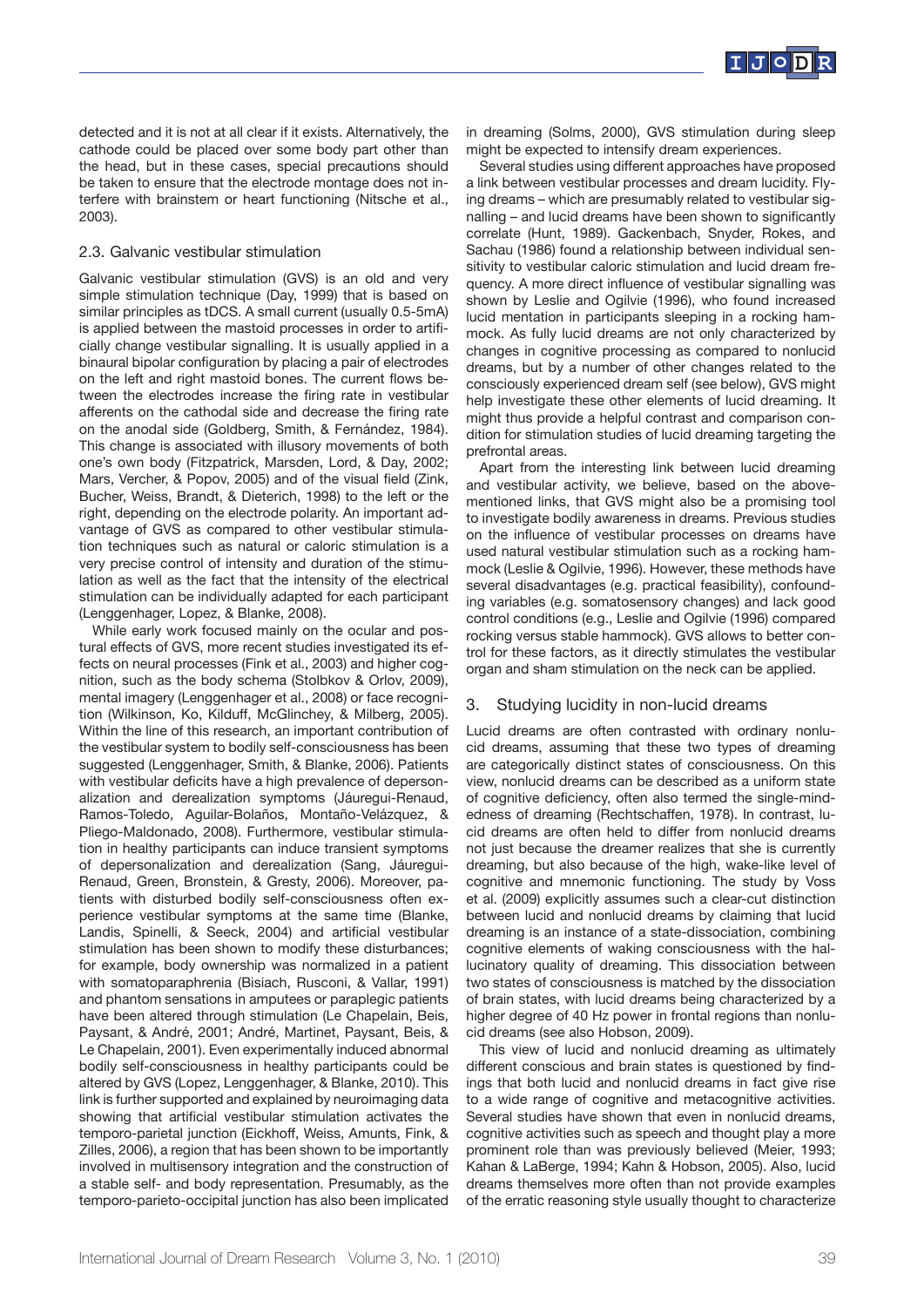detected and it is not at all clear if it exists. Alternatively, the cathode could be placed over some body part other than the head, but in these cases, special precautions should be taken to ensure that the electrode montage does not interfere with brainstem or heart functioning (Nitsche et al., 2003).

### 2.3. Galvanic vestibular stimulation

Galvanic vestibular stimulation (GVS) is an old and very simple stimulation technique (Day, 1999) that is based on similar principles as tDCS. A small current (usually 0.5-5mA) is applied between the mastoid processes in order to artificially change vestibular signalling. It is usually applied in a binaural bipolar configuration by placing a pair of electrodes on the left and right mastoid bones. The current flows between the electrodes increase the firing rate in vestibular afferents on the cathodal side and decrease the firing rate on the anodal side (Goldberg, Smith, & Fernández, 1984). This change is associated with illusory movements of both one's own body (Fitzpatrick, Marsden, Lord, & Day, 2002; Mars, Vercher, & Popov, 2005) and of the visual field (Zink, Bucher, Weiss, Brandt, & Dieterich, 1998) to the left or the right, depending on the electrode polarity. An important advantage of GVS as compared to other vestibular stimulation techniques such as natural or caloric stimulation is a very precise control of intensity and duration of the stimulation as well as the fact that the intensity of the electrical stimulation can be individually adapted for each participant (Lenggenhager, Lopez, & Blanke, 2008).

While early work focused mainly on the ocular and postural effects of GVS, more recent studies investigated its effects on neural processes (Fink et al., 2003) and higher cognition, such as the body schema (Stolbkov & Orlov, 2009), mental imagery (Lenggenhager et al., 2008) or face recognition (Wilkinson, Ko, Kilduff, McGlinchey, & Milberg, 2005). Within the line of this research, an important contribution of the vestibular system to bodily self-consciousness has been suggested (Lenggenhager, Smith, & Blanke, 2006). Patients with vestibular deficits have a high prevalence of depersonalization and derealization symptoms (Jáuregui-Renaud, Ramos-Toledo, Aguilar-Bolaños, Montaño-Velázquez, & Pliego-Maldonado, 2008). Furthermore, vestibular stimulation in healthy participants can induce transient symptoms of depersonalization and derealization (Sang, Jáuregui-Renaud, Green, Bronstein, & Gresty, 2006). Moreover, patients with disturbed bodily self-consciousness often experience vestibular symptoms at the same time (Blanke, Landis, Spinelli, & Seeck, 2004) and artificial vestibular stimulation has been shown to modify these disturbances; for example, body ownership was normalized in a patient with somatoparaphrenia (Bisiach, Rusconi, & Vallar, 1991) and phantom sensations in amputees or paraplegic patients have been altered through stimulation (Le Chapelain, Beis, Paysant, & André, 2001; André, Martinet, Paysant, Beis, & Le Chapelain, 2001). Even experimentally induced abnormal bodily self-consciousness in healthy participants could be altered by GVS (Lopez, Lenggenhager, & Blanke, 2010). This link is further supported and explained by neuroimaging data showing that artificial vestibular stimulation activates the temporo-parietal junction (Eickhoff, Weiss, Amunts, Fink, & Zilles, 2006), a region that has been shown to be importantly involved in multisensory integration and the construction of a stable self- and body representation. Presumably, as the temporo-parieto-occipital junction has also been implicated in dreaming (Solms, 2000), GVS stimulation during sleep might be expected to intensify dream experiences.

Several studies using different approaches have proposed a link between vestibular processes and dream lucidity. Flying dreams – which are presumably related to vestibular signalling – and lucid dreams have been shown to significantly correlate (Hunt, 1989). Gackenbach, Snyder, Rokes, and Sachau (1986) found a relationship between individual sensitivity to vestibular caloric stimulation and lucid dream frequency. A more direct influence of vestibular signalling was shown by Leslie and Ogilvie (1996), who found increased lucid mentation in participants sleeping in a rocking hammock. As fully lucid dreams are not only characterized by changes in cognitive processing as compared to nonlucid dreams, but by a number of other changes related to the consciously experienced dream self (see below), GVS might help investigate these other elements of lucid dreaming. It might thus provide a helpful contrast and comparison condition for stimulation studies of lucid dreaming targeting the prefrontal areas.

Apart from the interesting link between lucid dreaming and vestibular activity, we believe, based on the above-mentioned links, that GVS might also be a promising tool to investigate bodily awareness in dreams. Previous studies on the influence of vestibular processes on dreams have used natural vestibular stimulation such as a rocking hammock (Leslie & Ogilvie, 1996). However, these methods have several disadvantages (e.g. practical feasibility), confounding variables (e.g. somatosensory changes) and lack good control conditions (e.g., Leslie and Ogilvie (1996) compared rocking versus stable hammock). GVS allows to better control for these factors, as it directly stimulates the vestibular organ and sham stimulation on the neck can be applied.

## 3. Studying lucidity in non-lucid dreams

Lucid dreams are often contrasted with ordinary nonlucid dreams, assuming that these two types of dreaming are categorically distinct states of consciousness. On this view, nonlucid dreams can be described as a uniform state of cognitive deficiency, often also termed the single-mindedness of dreaming (Rechtschaffen, 1978). In contrast, lucid dreams are often held to differ from nonlucid dreams not just because the dreamer realizes that she is currently dreaming, but also because of the high, wake-like level of cognitive and mnemonic functioning. The study by Voss et al. (2009) explicitly assumes such a clear-cut distinction between lucid and nonlucid dreams by claiming that lucid dreaming is an instance of a state-dissociation, combining cognitive elements of waking consciousness with the hallucinatory quality of dreaming. This dissociation between two states of consciousness is matched by the dissociation of brain states, with lucid dreams being characterized by a higher degree of 40 Hz power in frontal regions than nonlucid dreams (see also Hobson, 2009).

This view of lucid and nonlucid dreaming as ultimately different conscious and brain states is questioned by findings that both lucid and nonlucid dreams in fact give rise to a wide range of cognitive and metacognitive activities. Several studies have shown that even in nonlucid dreams, cognitive activities such as speech and thought play a more prominent role than was previously believed (Meier, 1993; Kahan & LaBerge, 1994; Kahn & Hobson, 2005). Also, lucid dreams themselves more often than not provide examples of the erratic reasoning style usually thought to characterize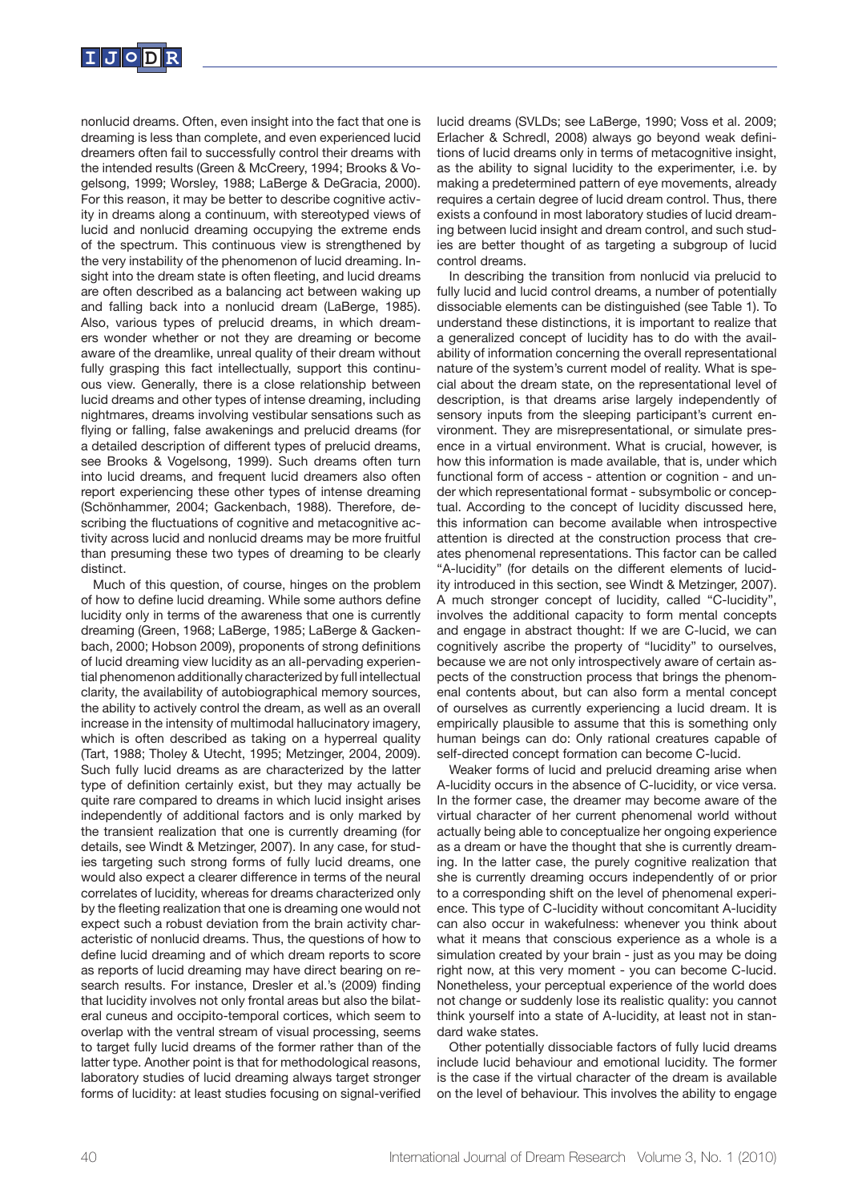nonlucid dreams. Often, even insight into the fact that one is dreaming is less than complete, and even experienced lucid dreamers often fail to successfully control their dreams with the intended results (Green & McCreery, 1994; Brooks & Vogelsong, 1999; Worsley, 1988; LaBerge & DeGracia, 2000). For this reason, it may be better to describe cognitive activity in dreams along a continuum, with stereotyped views of lucid and nonlucid dreaming occupying the extreme ends of the spectrum. This continuous view is strengthened by the very instability of the phenomenon of lucid dreaming. Insight into the dream state is often fleeting, and lucid dreams are often described as a balancing act between waking up and falling back into a nonlucid dream (LaBerge, 1985). Also, various types of prelucid dreams, in which dreamers wonder whether or not they are dreaming or become aware of the dreamlike, unreal quality of their dream without fully grasping this fact intellectually, support this continuous view. Generally, there is a close relationship between lucid dreams and other types of intense dreaming, including nightmares, dreams involving vestibular sensations such as flying or falling, false awakenings and prelucid dreams (for a detailed description of different types of prelucid dreams, see Brooks & Vogelsong, 1999). Such dreams often turn into lucid dreams, and frequent lucid dreamers also often report experiencing these other types of intense dreaming (Schönhammer, 2004; Gackenbach, 1988). Therefore, describing the fluctuations of cognitive and metacognitive activity across lucid and nonlucid dreams may be more fruitful than presuming these two types of dreaming to be clearly distinct.

Much of this question, of course, hinges on the problem of how to define lucid dreaming. While some authors define lucidity only in terms of the awareness that one is currently dreaming (Green, 1968; LaBerge, 1985; LaBerge & Gackenbach, 2000; Hobson 2009), proponents of strong definitions of lucid dreaming view lucidity as an all-pervading experiential phenomenon additionally characterized by full intellectual clarity, the availability of autobiographical memory sources, the ability to actively control the dream, as well as an overall increase in the intensity of multimodal hallucinatory imagery, which is often described as taking on a hyperreal quality (Tart, 1988; Tholey & Utecht, 1995; Metzinger, 2004, 2009). Such fully lucid dreams as are characterized by the latter type of definition certainly exist, but they may actually be quite rare compared to dreams in which lucid insight arises independently of additional factors and is only marked by the transient realization that one is currently dreaming (for details, see Windt & Metzinger, 2007). In any case, for studies targeting such strong forms of fully lucid dreams, one would also expect a clearer difference in terms of the neural correlates of lucidity, whereas for dreams characterized only by the fleeting realization that one is dreaming one would not expect such a robust deviation from the brain activity characteristic of nonlucid dreams. Thus, the questions of how to define lucid dreaming and of which dream reports to score as reports of lucid dreaming may have direct bearing on research results. For instance, Dresler et al.'s (2009) finding that lucidity involves not only frontal areas but also the bilateral cuneus and occipito-temporal cortices, which seem to overlap with the ventral stream of visual processing, seems to target fully lucid dreams of the former rather than of the latter type. Another point is that for methodological reasons, laboratory studies of lucid dreaming always target stronger forms of lucidity: at least studies focusing on signal-verified lucid dreams (SVLDs; see LaBerge, 1990; Voss et al. 2009; Erlacher & Schredl, 2008) always go beyond weak definitions of lucid dreams only in terms of metacognitive insight, as the ability to signal lucidity to the experimenter, i.e. by making a predetermined pattern of eye movements, already requires a certain degree of lucid dream control. Thus, there exists a confound in most laboratory studies of lucid dreaming between lucid insight and dream control, and such studies are better thought of as targeting a subgroup of lucid control dreams.

In describing the transition from nonlucid via prelucid to fully lucid and lucid control dreams, a number of potentially dissociable elements can be distinguished (see Table 1). To understand these distinctions, it is important to realize that a generalized concept of lucidity has to do with the availability of information concerning the overall representational nature of the system's current model of reality. What is special about the dream state, on the representational level of description, is that dreams arise largely independently of sensory inputs from the sleeping participant's current environment. They are misrepresentational, or simulate presence in a virtual environment. What is crucial, however, is how this information is made available, that is, under which functional form of access - attention or cognition - and under which representational format - subsymbolic or conceptual. According to the concept of lucidity discussed here, this information can become available when introspective attention is directed at the construction process that creates phenomenal representations. This factor can be called "A-lucidity" (for details on the different elements of lucidity introduced in this section, see Windt & Metzinger, 2007). A much stronger concept of lucidity, called "C-lucidity", involves the additional capacity to form mental concepts and engage in abstract thought: If we are C-lucid, we can cognitively ascribe the property of "lucidity" to ourselves, because we are not only introspectively aware of certain aspects of the construction process that brings the phenomenal contents about, but can also form a mental concept of ourselves as currently experiencing a lucid dream. It is empirically plausible to assume that this is something only human beings can do: Only rational creatures capable of self-directed concept formation can become C-lucid.

Weaker forms of lucid and prelucid dreaming arise when A-lucidity occurs in the absence of C-lucidity, or vice versa. In the former case, the dreamer may become aware of the virtual character of her current phenomenal world without actually being able to conceptualize her ongoing experience as a dream or have the thought that she is currently dreaming. In the latter case, the purely cognitive realization that she is currently dreaming occurs independently of or prior to a corresponding shift on the level of phenomenal experience. This type of C-lucidity without concomitant A-lucidity can also occur in wakefulness: whenever you think about what it means that conscious experience as a whole is a simulation created by your brain - just as you may be doing right now, at this very moment - you can become C-lucid. Nonetheless, your perceptual experience of the world does not change or suddenly lose its realistic quality: you cannot think yourself into a state of A-lucidity, at least not in standard wake states.

Other potentially dissociable factors of fully lucid dreams include lucid behaviour and emotional lucidity. The former is the case if the virtual character of the dream is available on the level of behaviour. This involves the ability to engage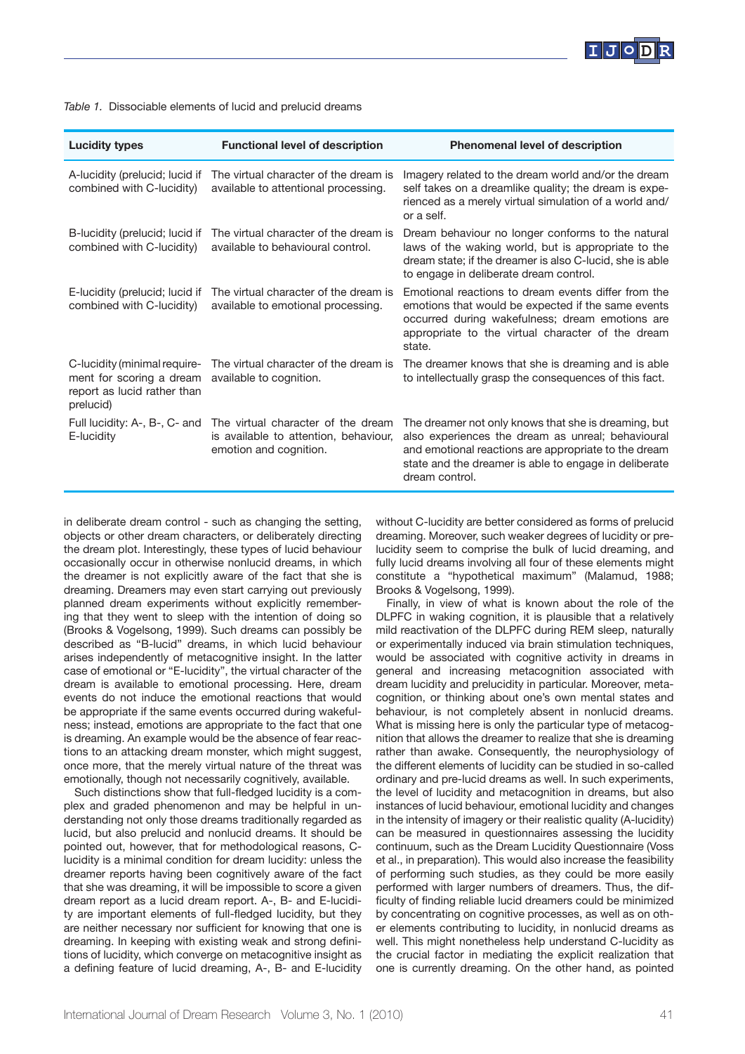*Table 1.* Dissociable elements of lucid and prelucid dreams

| Lucidity types | Functional level of description | Phenomenal level of description |
|---|---|---|
| A-lucidity (prelucid; lucid if combined with C-lucidity) | The virtual character of the dream is available to attentional processing. | Imagery related to the dream world and/or the dream self takes on a dreamlike quality; the dream is experienced as a merely virtual simulation of a world and/ or a self. |
| B-lucidity (prelucid; lucid if combined with C-lucidity) | The virtual character of the dream is available to behavioural control. | Dream behaviour no longer conforms to the natural laws of the waking world, but is appropriate to the dream state; if the dreamer is also C-lucid, she is able to engage in deliberate dream control. |
| E-lucidity (prelucid; lucid if combined with C-lucidity) | The virtual character of the dream is available to emotional processing. | Emotional reactions to dream events differ from the emotions that would be expected if the same events occurred during wakefulness; dream emotions are appropriate to the virtual character of the dream state. |
| C-lucidity (minimal requirement for scoring a dream report as lucid rather than prelucid) | The virtual character of the dream is available to cognition. | The dreamer knows that she is dreaming and is able to intellectually grasp the consequences of this fact. |
| Full lucidity: A-, B-, C- and E-lucidity | The virtual character of the dream is available to attention, behaviour, emotion and cognition. | The dreamer not only knows that she is dreaming, but also experiences the dream as unreal; behavioural and emotional reactions are appropriate to the dream state and the dreamer is able to engage in deliberate dream control. |

in deliberate dream control - such as changing the setting, objects or other dream characters, or deliberately directing the dream plot. Interestingly, these types of lucid behaviour occasionally occur in otherwise nonlucid dreams, in which the dreamer is not explicitly aware of the fact that she is dreaming. Dreamers may even start carrying out previously planned dream experiments without explicitly remembering that they went to sleep with the intention of doing so (Brooks & Vogelsong, 1999). Such dreams can possibly be described as "B-lucid" dreams, in which lucid behaviour arises independently of metacognitive insight. In the latter case of emotional or "E-lucidity", the virtual character of the dream is available to emotional processing. Here, dream events do not induce the emotional reactions that would be appropriate if the same events occurred during wakefulness; instead, emotions are appropriate to the fact that one is dreaming. An example would be the absence of fear reactions to an attacking dream monster, which might suggest, once more, that the merely virtual nature of the threat was emotionally, though not necessarily cognitively, available.

Such distinctions show that full-fledged lucidity is a complex and graded phenomenon and may be helpful in understanding not only those dreams traditionally regarded as lucid, but also prelucid and nonlucid dreams. It should be pointed out, however, that for methodological reasons, C-lucidity is a minimal condition for dream lucidity: unless the dreamer reports having been cognitively aware of the fact that she was dreaming, it will be impossible to score a given dream report as a lucid dream report. A-, B- and E-lucidity are important elements of full-fledged lucidity, but they are neither necessary nor sufficient for knowing that one is dreaming. In keeping with existing weak and strong definitions of lucidity, which converge on metacognitive insight as a defining feature of lucid dreaming, A-, B- and E-lucidity without C-lucidity are better considered as forms of prelucid dreaming. Moreover, such weaker degrees of lucidity or prelucidity seem to comprise the bulk of lucid dreaming, and fully lucid dreams involving all four of these elements might constitute a "hypothetical maximum" (Malamud, 1988; Brooks & Vogelsong, 1999).

Finally, in view of what is known about the role of the DLPFC in waking cognition, it is plausible that a relatively mild reactivation of the DLPFC during REM sleep, naturally or experimentally induced via brain stimulation techniques, would be associated with cognitive activity in dreams in general and increasing metacognition associated with dream lucidity and prelucidity in particular. Moreover, metacognition, or thinking about one's own mental states and behaviour, is not completely absent in nonlucid dreams. What is missing here is only the particular type of metacognition that allows the dreamer to realize that she is dreaming rather than awake. Consequently, the neurophysiology of the different elements of lucidity can be studied in so-called ordinary and pre-lucid dreams as well. In such experiments, the level of lucidity and metacognition in dreams, but also instances of lucid behaviour, emotional lucidity and changes in the intensity of imagery or their realistic quality (A-lucidity) can be measured in questionnaires assessing the lucidity continuum, such as the Dream Lucidity Questionnaire (Voss et al., in preparation). This would also increase the feasibility of performing such studies, as they could be more easily performed with larger numbers of dreamers. Thus, the difficulty of finding reliable lucid dreamers could be minimized by concentrating on cognitive processes, as well as on other elements contributing to lucidity, in nonlucid dreams as well. This might nonetheless help understand C-lucidity as the crucial factor in mediating the explicit realization that one is currently dreaming. On the other hand, as pointed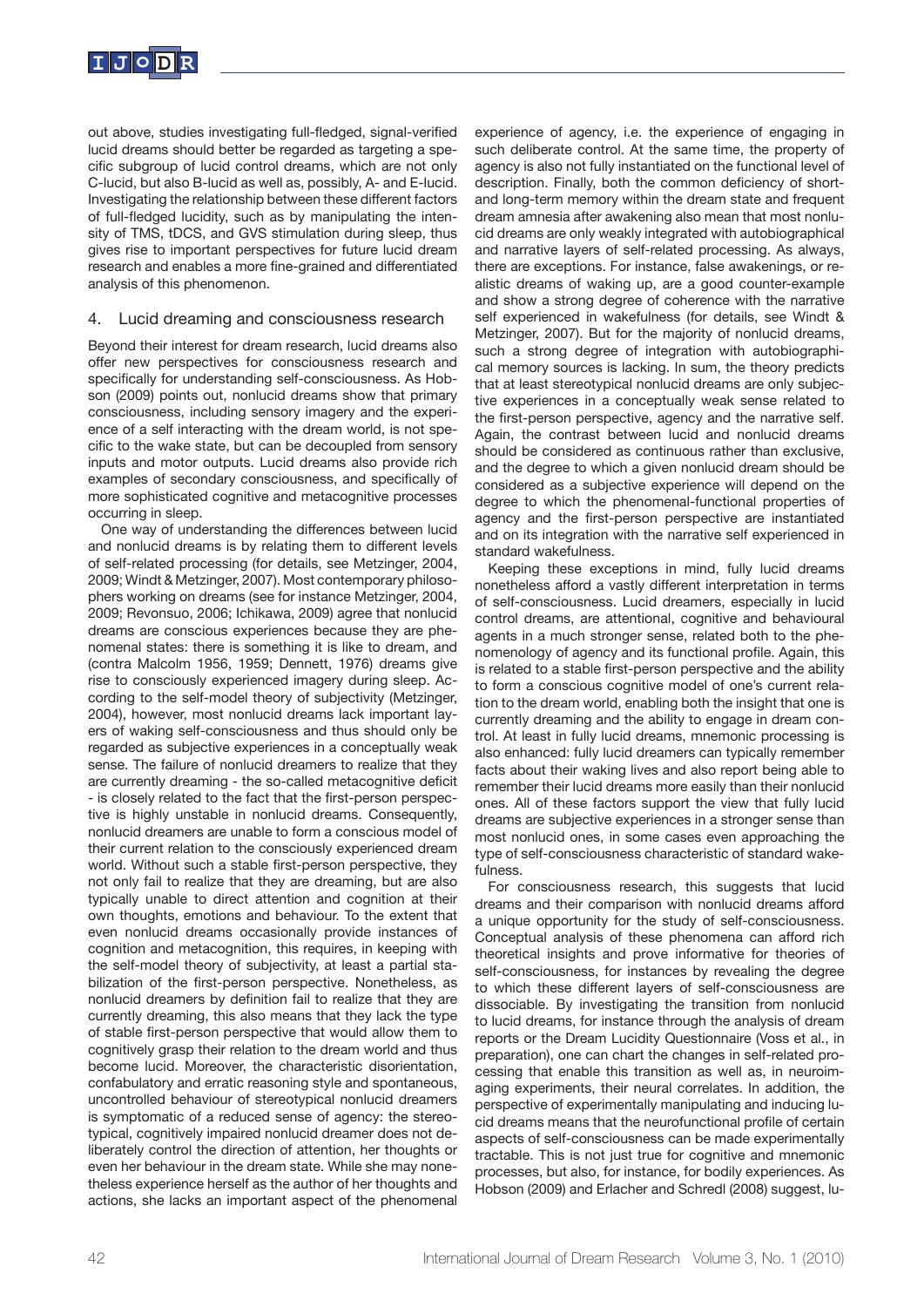out above, studies investigating full-fledged, signal-verified lucid dreams should better be regarded as targeting a specific subgroup of lucid control dreams, which are not only C-lucid, but also B-lucid as well as, possibly, A- and E-lucid. Investigating the relationship between these different factors of full-fledged lucidity, such as by manipulating the intensity of TMS, tDCS, and GVS stimulation during sleep, thus gives rise to important perspectives for future lucid dream research and enables a more fine-grained and differentiated analysis of this phenomenon.

## 4. Lucid dreaming and consciousness research

Beyond their interest for dream research, lucid dreams also offer new perspectives for consciousness research and specifically for understanding self-consciousness. As Hobson (2009) points out, nonlucid dreams show that primary consciousness, including sensory imagery and the experience of a self interacting with the dream world, is not specific to the wake state, but can be decoupled from sensory inputs and motor outputs. Lucid dreams also provide rich examples of secondary consciousness, and specifically of more sophisticated cognitive and metacognitive processes occurring in sleep.

One way of understanding the differences between lucid and nonlucid dreams is by relating them to different levels of self-related processing (for details, see Metzinger, 2004, 2009; Windt & Metzinger, 2007). Most contemporary philosophers working on dreams (see for instance Metzinger, 2004, 2009; Revonsuo, 2006; Ichikawa, 2009) agree that nonlucid dreams are conscious experiences because they are phenomenal states: there is something it is like to dream, and (contra Malcolm 1956, 1959; Dennett, 1976) dreams give rise to consciously experienced imagery during sleep. According to the self-model theory of subjectivity (Metzinger, 2004), however, most nonlucid dreams lack important layers of waking self-consciousness and thus should only be regarded as subjective experiences in a conceptually weak sense. The failure of nonlucid dreamers to realize that they are currently dreaming - the so-called metacognitive deficit - is closely related to the fact that the first-person perspective is highly unstable in nonlucid dreams. Consequently, nonlucid dreamers are unable to form a conscious model of their current relation to the consciously experienced dream world. Without such a stable first-person perspective, they not only fail to realize that they are dreaming, but are also typically unable to direct attention and cognition at their own thoughts, emotions and behaviour. To the extent that even nonlucid dreams occasionally provide instances of cognition and metacognition, this requires, in keeping with the self-model theory of subjectivity, at least a partial stabilization of the first-person perspective. Nonetheless, as nonlucid dreamers by definition fail to realize that they are currently dreaming, this also means that they lack the type of stable first-person perspective that would allow them to cognitively grasp their relation to the dream world and thus become lucid. Moreover, the characteristic disorientation, confabulatory and erratic reasoning style and spontaneous, uncontrolled behaviour of stereotypical nonlucid dreamers is symptomatic of a reduced sense of agency: the stereotypical, cognitively impaired nonlucid dreamer does not deliberately control the direction of attention, her thoughts or even her behaviour in the dream state. While she may nonetheless experience herself as the author of her thoughts and actions, she lacks an important aspect of the phenomenal experience of agency, i.e. the experience of engaging in such deliberate control. At the same time, the property of agency is also not fully instantiated on the functional level of description. Finally, both the common deficiency of short- and long-term memory within the dream state and frequent dream amnesia after awakening also mean that most nonlucid dreams are only weakly integrated with autobiographical and narrative layers of self-related processing. As always, there are exceptions. For instance, false awakenings, or realistic dreams of waking up, are a good counter-example and show a strong degree of coherence with the narrative self experienced in wakefulness (for details, see Windt & Metzinger, 2007). But for the majority of nonlucid dreams, such a strong degree of integration with autobiographical memory sources is lacking. In sum, the theory predicts that at least stereotypical nonlucid dreams are only subjective experiences in a conceptually weak sense related to the first-person perspective, agency and the narrative self. Again, the contrast between lucid and nonlucid dreams should be considered as continuous rather than exclusive, and the degree to which a given nonlucid dream should be considered as a subjective experience will depend on the degree to which the phenomenal-functional properties of agency and the first-person perspective are instantiated and on its integration with the narrative self experienced in standard wakefulness.

Keeping these exceptions in mind, fully lucid dreams nonetheless afford a vastly different interpretation in terms of self-consciousness. Lucid dreamers, especially in lucid control dreams, are attentional, cognitive and behavioural agents in a much stronger sense, related both to the phenomenology of agency and its functional profile. Again, this is related to a stable first-person perspective and the ability to form a conscious cognitive model of one's current relation to the dream world, enabling both the insight that one is currently dreaming and the ability to engage in dream control. At least in fully lucid dreams, mnemonic processing is also enhanced: fully lucid dreamers can typically remember facts about their waking lives and also report being able to remember their lucid dreams more easily than their nonlucid ones. All of these factors support the view that fully lucid dreams are subjective experiences in a stronger sense than most nonlucid ones, in some cases even approaching the type of self-consciousness characteristic of standard wakefulness.

For consciousness research, this suggests that lucid dreams and their comparison with nonlucid dreams afford a unique opportunity for the study of self-consciousness. Conceptual analysis of these phenomena can afford rich theoretical insights and prove informative for theories of self-consciousness, for instances by revealing the degree to which these different layers of self-consciousness are dissociable. By investigating the transition from nonlucid to lucid dreams, for instance through the analysis of dream reports or the Dream Lucidity Questionnaire (Voss et al., in preparation), one can chart the changes in self-related processing that enable this transition as well as, in neuroimaging experiments, their neural correlates. In addition, the perspective of experimentally manipulating and inducing lucid dreams means that the neurofunctional profile of certain aspects of self-consciousness can be made experimentally tractable. This is not just true for cognitive and mnemonic processes, but also, for instance, for bodily experiences. As Hobson (2009) and Erlacher and Schredl (2008) suggest, lu-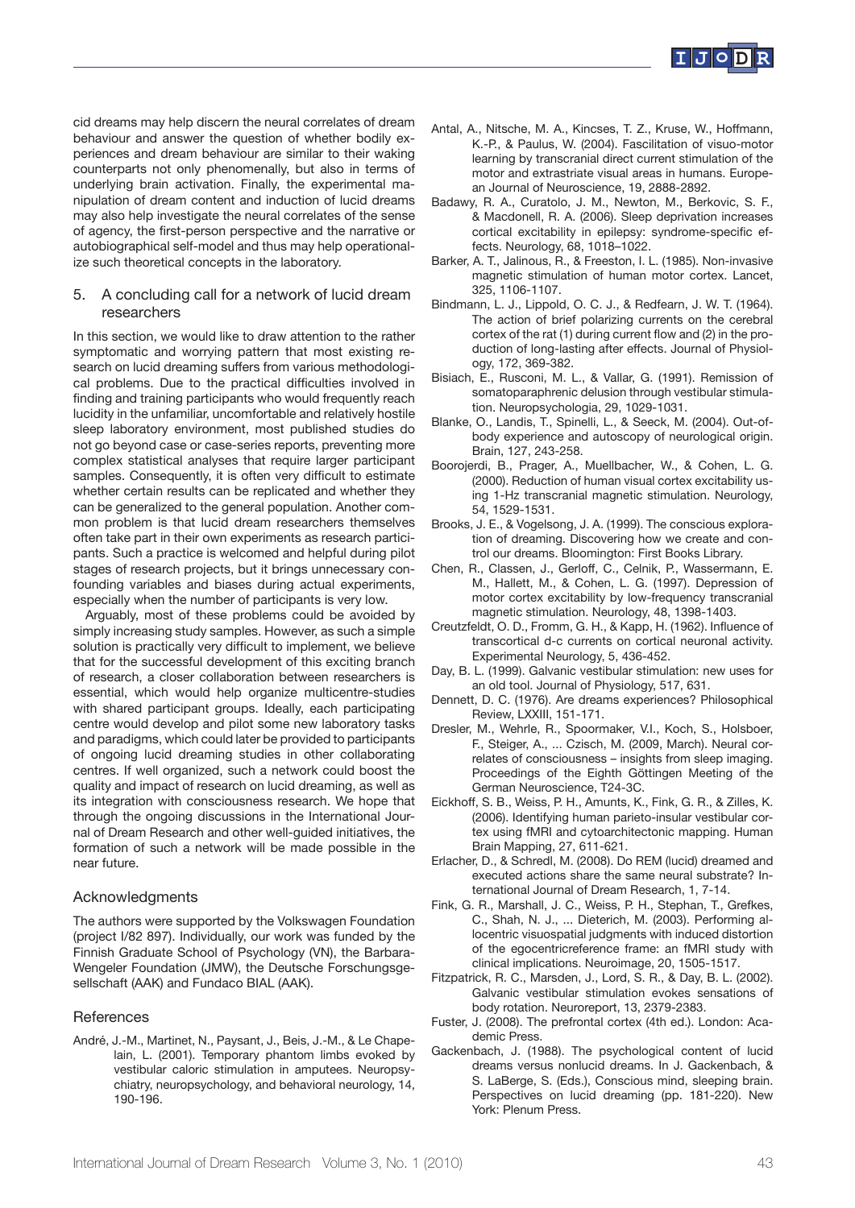cid dreams may help discern the neural correlates of dream behaviour and answer the question of whether bodily experiences and dream behaviour are similar to their waking counterparts not only phenomenally, but also in terms of underlying brain activation. Finally, the experimental manipulation of dream content and induction of lucid dreams may also help investigate the neural correlates of the sense of agency, the first-person perspective and the narrative or autobiographical self-model and thus may help operationalize such theoretical concepts in the laboratory.

## 5. A concluding call for a network of lucid dream researchers

In this section, we would like to draw attention to the rather symptomatic and worrying pattern that most existing research on lucid dreaming suffers from various methodological problems. Due to the practical difficulties involved in finding and training participants who would frequently reach lucidity in the unfamiliar, uncomfortable and relatively hostile sleep laboratory environment, most published studies do not go beyond case or case-series reports, preventing more complex statistical analyses that require larger participant samples. Consequently, it is often very difficult to estimate whether certain results can be replicated and whether they can be generalized to the general population. Another common problem is that lucid dream researchers themselves often take part in their own experiments as research participants. Such a practice is welcomed and helpful during pilot stages of research projects, but it brings unnecessary confounding variables and biases during actual experiments, especially when the number of participants is very low.

Arguably, most of these problems could be avoided by simply increasing study samples. However, as such a simple solution is practically very difficult to implement, we believe that for the successful development of this exciting branch of research, a closer collaboration between researchers is essential, which would help organize multicentre-studies with shared participant groups. Ideally, each participating centre would develop and pilot some new laboratory tasks and paradigms, which could later be provided to participants of ongoing lucid dreaming studies in other collaborating centres. If well organized, such a network could boost the quality and impact of research on lucid dreaming, as well as its integration with consciousness research. We hope that through the ongoing discussions in the International Journal of Dream Research and other well-guided initiatives, the formation of such a network will be made possible in the near future.

## Acknowledgments

The authors were supported by the Volkswagen Foundation (project I/82 897). Individually, our work was funded by the Finnish Graduate School of Psychology (VN), the Barbara-Wengeler Foundation (JMW), the Deutsche Forschungsgesellschaft (AAK) and Fundaco BIAL (AAK).

## References

André, J.-M., Martinet, N., Paysant, J., Beis, J.-M., & Le Chapelain, L. (2001). Temporary phantom limbs evoked by vestibular caloric stimulation in amputees. Neuropsychiatry, neuropsychology, and behavioral neurology, 14, 190-196.

Antal, A., Nitsche, M. A., Kincses, T. Z., Kruse, W., Hoffmann, K.-P., & Paulus, W. (2004). Fascilitation of visuo-motor learning by transcranial direct current stimulation of the motor and extrastriate visual areas in humans. European Journal of Neuroscience, 19, 2888-2892.

Badawy, R. A., Curatolo, J. M., Newton, M., Berkovic, S. F., & Macdonell, R. A. (2006). Sleep deprivation increases cortical excitability in epilepsy: syndrome-specific effects. Neurology, 68, 1018–1022.

Barker, A. T., Jalinous, R., & Freeston, I. L. (1985). Non-invasive magnetic stimulation of human motor cortex. Lancet, 325, 1106-1107.

Bindmann, L. J., Lippold, O. C. J., & Redfearn, J. W. T. (1964). The action of brief polarizing currents on the cerebral cortex of the rat (1) during current flow and (2) in the production of long-lasting after effects. Journal of Physiology, 172, 369-382.

Bisiach, E., Rusconi, M. L., & Vallar, G. (1991). Remission of somatoparaphrenic delusion through vestibular stimulation. Neuropsychologia, 29, 1029-1031.

Blanke, O., Landis, T., Spinelli, L., & Seeck, M. (2004). Out-of-body experience and autoscopy of neurological origin. Brain, 127, 243-258.

Boorojerdi, B., Prager, A., Muellbacher, W., & Cohen, L. G. (2000). Reduction of human visual cortex excitability using 1-Hz transcranial magnetic stimulation. Neurology, 54, 1529-1531.

Brooks, J. E., & Vogelsong, J. A. (1999). The conscious exploration of dreaming. Discovering how we create and control our dreams. Bloomington: First Books Library.

Chen, R., Classen, J., Gerloff, C., Celnik, P., Wassermann, E. M., Hallett, M., & Cohen, L. G. (1997). Depression of motor cortex excitability by low-frequency transcranial magnetic stimulation. Neurology, 48, 1398-1403.

Creutzfeldt, O. D., Fromm, G. H., & Kapp, H. (1962). Influence of transcortical d-c currents on cortical neuronal activity. Experimental Neurology, 5, 436-452.

Day, B. L. (1999). Galvanic vestibular stimulation: new uses for an old tool. Journal of Physiology, 517, 631.

Dennett, D. C. (1976). Are dreams experiences? Philosophical Review, LXXIII, 151-171.

Dresler, M., Wehrle, R., Spoormaker, V.I., Koch, S., Holsboer, F., Steiger, A., ... Czisch, M. (2009, March). Neural correlates of consciousness – insights from sleep imaging. Proceedings of the Eighth Göttingen Meeting of the German Neuroscience, T24-3C.

Eickhoff, S. B., Weiss, P. H., Amunts, K., Fink, G. R., & Zilles, K. (2006). Identifying human parieto-insular vestibular cortex using fMRI and cytoarchitectonic mapping. Human Brain Mapping, 27, 611-621.

Erlacher, D., & Schredl, M. (2008). Do REM (lucid) dreamed and executed actions share the same neural substrate? International Journal of Dream Research, 1, 7-14.

Fink, G. R., Marshall, J. C., Weiss, P. H., Stephan, T., Grefkes, C., Shah, N. J., ... Dieterich, M. (2003). Performing allocentric visuospatial judgments with induced distortion of the egocentricreference frame: an fMRI study with clinical implications. Neuroimage, 20, 1505-1517.

Fitzpatrick, R. C., Marsden, J., Lord, S. R., & Day, B. L. (2002). Galvanic vestibular stimulation evokes sensations of body rotation. Neuroreport, 13, 2379-2383.

Fuster, J. (2008). The prefrontal cortex (4th ed.). London: Academic Press.

Gackenbach, J. (1988). The psychological content of lucid dreams versus nonlucid dreams. In J. Gackenbach, & S. LaBerge, S. (Eds.), Conscious mind, sleeping brain. Perspectives on lucid dreaming (pp. 181-220). New York: Plenum Press.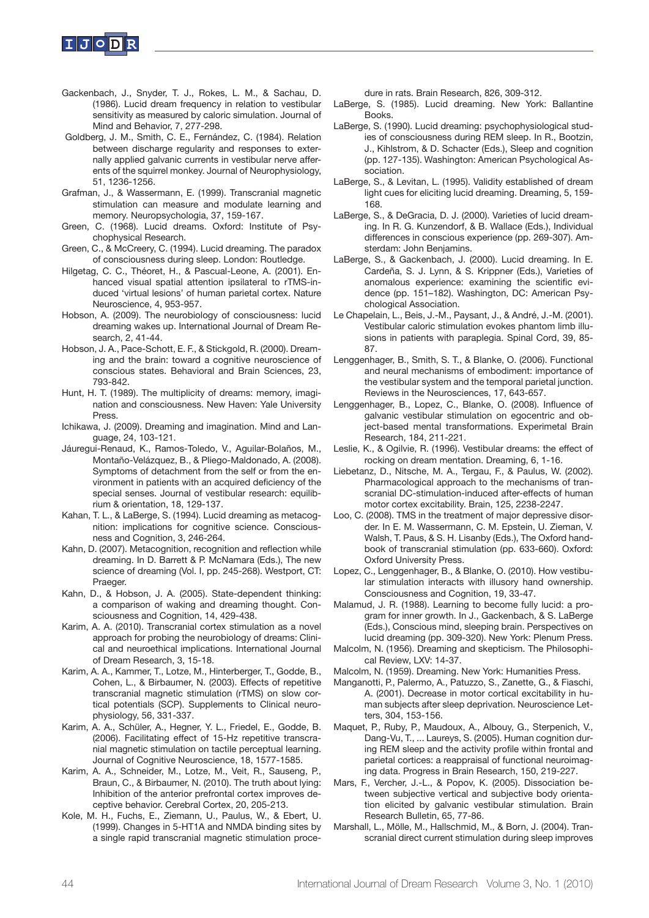Gackenbach, J., Snyder, T. J., Rokes, L. M., & Sachau, D. (1986). Lucid dream frequency in relation to vestibular sensitivity as measured by caloric simulation. Journal of Mind and Behavior, 7, 277-298.

Goldberg, J. M., Smith, C. E., Fernández, C. (1984). Relation between discharge regularity and responses to externally applied galvanic currents in vestibular nerve afferents of the squirrel monkey. Journal of Neurophysiology, 51, 1236-1256.

Grafman, J., & Wassermann, E. (1999). Transcranial magnetic stimulation can measure and modulate learning and memory. Neuropsychologia, 37, 159-167.

Green, C. (1968). Lucid dreams. Oxford: Institute of Psychophysical Research.

Green, C., & McCreery, C. (1994). Lucid dreaming. The paradox of consciousness during sleep. London: Routledge.

Hilgetag, C. C., Théoret, H., & Pascual-Leone, A. (2001). Enhanced visual spatial attention ipsilateral to rTMS-induced 'virtual lesions' of human parietal cortex. Nature Neuroscience, 4, 953-957.

Hobson, A. (2009). The neurobiology of consciousness: lucid dreaming wakes up. International Journal of Dream Research, 2, 41-44.

Hobson, J. A., Pace-Schott, E. F., & Stickgold, R. (2000). Dreaming and the brain: toward a cognitive neuroscience of conscious states. Behavioral and Brain Sciences, 23, 793-842.

Hunt, H. T. (1989). The multiplicity of dreams: memory, imagination and consciousness. New Haven: Yale University Press.

Ichikawa, J. (2009). Dreaming and imagination. Mind and Language, 24, 103-121.

Jáuregui-Renaud, K., Ramos-Toledo, V., Aguilar-Bolaños, M., Montaño-Velázquez, B., & Pliego-Maldonado, A. (2008). Symptoms of detachment from the self or from the environment in patients with an acquired deficiency of the special senses. Journal of vestibular research: equilibrium & orientation, 18, 129-137.

Kahan, T. L., & LaBerge, S. (1994). Lucid dreaming as metacognition: implications for cognitive science. Consciousness and Cognition, 3, 246-264.

Kahn, D. (2007). Metacognition, recognition and reflection while dreaming. In D. Barrett & P. McNamara (Eds.), The new science of dreaming (Vol. I, pp. 245-268). Westport, CT: Praeger.

Kahn, D., & Hobson, J. A. (2005). State-dependent thinking: a comparison of waking and dreaming thought. Consciousness and Cognition, 14, 429-438.

Karim, A. A. (2010). Transcranial cortex stimulation as a novel approach for probing the neurobiology of dreams: Clinical and neuroethical implications. International Journal of Dream Research, 3, 15-18.

Karim, A. A., Kammer, T., Lotze, M., Hinterberger, T., Godde, B., Cohen, L., & Birbaumer, N. (2003). Effects of repetitive transcranial magnetic stimulation (rTMS) on slow cortical potentials (SCP). Supplements to Clinical neurophysiology, 56, 331-337.

Karim, A. A., Schüler, A., Hegner, Y. L., Friedel, E., Godde, B. (2006). Facilitating effect of 15-Hz repetitive transcranial magnetic stimulation on tactile perceptual learning. Journal of Cognitive Neuroscience, 18, 1577-1585.

Karim, A. A., Schneider, M., Lotze, M., Veit, R., Sauseng, P., Braun, C., & Birbaumer, N. (2010). The truth about lying: Inhibition of the anterior prefrontal cortex improves deceptive behavior. Cerebral Cortex, 20, 205-213.

Kole, M. H., Fuchs, E., Ziemann, U., Paulus, W., & Ebert, U. (1999). Changes in 5-HT1A and NMDA binding sites by a single rapid transcranial magnetic stimulation procedure in rats. Brain Research, 826, 309-312.

LaBerge, S. (1985). Lucid dreaming. New York: Ballantine Books.

LaBerge, S. (1990). Lucid dreaming: psychophysiological studies of consciousness during REM sleep. In R., Bootzin, J., Kihlstrom, & D. Schacter (Eds.), Sleep and cognition (pp. 127-135). Washington: American Psychological Association.

LaBerge, S., & Levitan, L. (1995). Validity established of dream light cues for eliciting lucid dreaming. Dreaming, 5, 159-168.

LaBerge, S., & DeGracia, D. J. (2000). Varieties of lucid dreaming. In R. G. Kunzendorf, & B. Wallace (Eds.), Individual differences in conscious experience (pp. 269-307). Amsterdam: John Benjamins.

LaBerge, S., & Gackenbach, J. (2000). Lucid dreaming. In E. Cardeña, S. J. Lynn, & S. Krippner (Eds.), Varieties of anomalous experience: examining the scientific evidence (pp. 151–182). Washington, DC: American Psychological Association.

Le Chapelain, L., Beis, J.-M., Paysant, J., & André, J.-M. (2001). Vestibular caloric stimulation evokes phantom limb illusions in patients with paraplegia. Spinal Cord, 39, 85-87.

Lenggenhager, B., Smith, S. T., & Blanke, O. (2006). Functional and neural mechanisms of embodiment: importance of the vestibular system and the temporal parietal junction. Reviews in the Neurosciences, 17, 643-657.

Lenggenhager, B., Lopez, C., Blanke, O. (2008). Influence of galvanic vestibular stimulation on egocentric and object-based mental transformations. Experimetal Brain Research, 184, 211-221.

Leslie, K., & Ogilvie, R. (1996). Vestibular dreams: the effect of rocking on dream mentation. Dreaming, 6, 1-16.

Liebetanz, D., Nitsche, M. A., Tergau, F., & Paulus, W. (2002). Pharmacological approach to the mechanisms of transcranial DC-stimulation-induced after-effects of human motor cortex excitability. Brain, 125, 2238-2247.

Loo, C. (2008). TMS in the treatment of major depressive disorder. In E. M. Wassermann, C. M. Epstein, U. Zieman, V. Walsh, T. Paus, & S. H. Lisanby (Eds.), The Oxford handbook of transcranial stimulation (pp. 633-660). Oxford: Oxford University Press.

Lopez, C., Lenggenhager, B., & Blanke, O. (2010). How vestibular stimulation interacts with illusory hand ownership. Consciousness and Cognition, 19, 33-47.

Malamud, J. R. (1988). Learning to become fully lucid: a program for inner growth. In J., Gackenbach, & S. LaBerge (Eds.), Conscious mind, sleeping brain. Perspectives on lucid dreaming (pp. 309-320). New York: Plenum Press.

Malcolm, N. (1956). Dreaming and skepticism. The Philosophical Review, LXV: 14-37.

Malcolm, N. (1959). Dreaming. New York: Humanities Press.

Manganotti, P., Palermo, A., Patuzzo, S., Zanette, G., & Fiaschi, A. (2001). Decrease in motor cortical excitability in human subjects after sleep deprivation. Neuroscience Letters, 304, 153-156.

Maquet, P., Ruby, P., Maudoux, A., Albouy, G., Sterpenich, V., Dang-Vu, T., ... Laureys, S. (2005). Human cognition during REM sleep and the activity profile within frontal and parietal cortices: a reappraisal of functional neuroimaging data. Progress in Brain Research, 150, 219-227.

Mars, F., Vercher, J.-L., & Popov, K. (2005). Dissociation between subjective vertical and subjective body orientation elicited by galvanic vestibular stimulation. Brain Research Bulletin, 65, 77-86.

Marshall, L., Mölle, M., Hallschmid, M., & Born, J. (2004). Transcranial direct current stimulation during sleep improves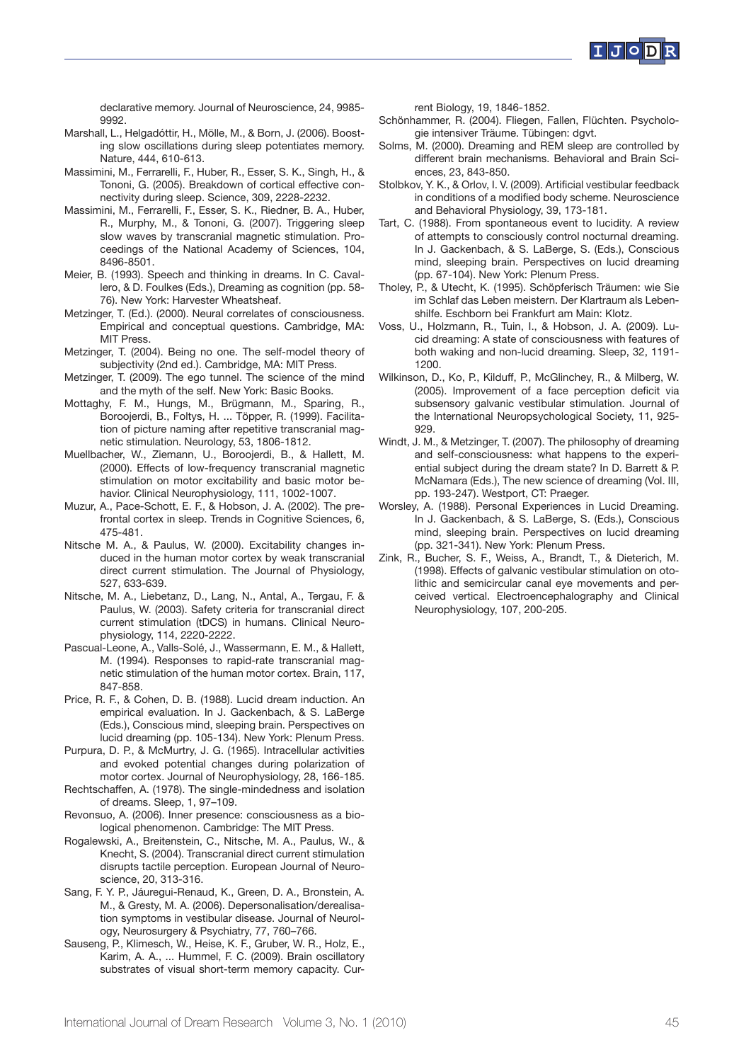declarative memory. Journal of Neuroscience, 24, 9985-9992.

Marshall, L., Helgadóttir, H., Mölle, M., & Born, J. (2006). Boosting slow oscillations during sleep potentiates memory. Nature, 444, 610-613.

Massimini, M., Ferrarelli, F., Huber, R., Esser, S. K., Singh, H., & Tononi, G. (2005). Breakdown of cortical effective connectivity during sleep. Science, 309, 2228-2232.

Massimini, M., Ferrarelli, F., Esser, S. K., Riedner, B. A., Huber, R., Murphy, M., & Tononi, G. (2007). Triggering sleep slow waves by transcranial magnetic stimulation. Proceedings of the National Academy of Sciences, 104, 8496-8501.

Meier, B. (1993). Speech and thinking in dreams. In C. Cavallero, & D. Foulkes (Eds.), Dreaming as cognition (pp. 58-76). New York: Harvester Wheatsheaf.

Metzinger, T. (Ed.). (2000). Neural correlates of consciousness. Empirical and conceptual questions. Cambridge, MA: MIT Press.

Metzinger, T. (2004). Being no one. The self-model theory of subjectivity (2nd ed.). Cambridge, MA: MIT Press.

Metzinger, T. (2009). The ego tunnel. The science of the mind and the myth of the self. New York: Basic Books.

Mottaghy, F. M., Hungs, M., Brügmann, M., Sparing, R., Boroojerdi, B., Foltys, H. ... Töpper, R. (1999). Facilitation of picture naming after repetitive transcranial magnetic stimulation. Neurology, 53, 1806-1812.

Muellbacher, W., Ziemann, U., Boroojerdi, B., & Hallett, M. (2000). Effects of low-frequency transcranial magnetic stimulation on motor excitability and basic motor behavior. Clinical Neurophysiology, 111, 1002-1007.

Muzur, A., Pace-Schott, E. F., & Hobson, J. A. (2002). The prefrontal cortex in sleep. Trends in Cognitive Sciences, 6, 475-481.

Nitsche M. A., & Paulus, W. (2000). Excitability changes induced in the human motor cortex by weak transcranial direct current stimulation. The Journal of Physiology, 527, 633-639.

Nitsche, M. A., Liebetanz, D., Lang, N., Antal, A., Tergau, F. & Paulus, W. (2003). Safety criteria for transcranial direct current stimulation (tDCS) in humans. Clinical Neurophysiology, 114, 2220-2222.

Pascual-Leone, A., Valls-Solé, J., Wassermann, E. M., & Hallett, M. (1994). Responses to rapid-rate transcranial magnetic stimulation of the human motor cortex. Brain, 117, 847-858.

Price, R. F., & Cohen, D. B. (1988). Lucid dream induction. An empirical evaluation. In J. Gackenbach, & S. LaBerge (Eds.), Conscious mind, sleeping brain. Perspectives on lucid dreaming (pp. 105-134). New York: Plenum Press.

Purpura, D. P., & McMurtry, J. G. (1965). Intracellular activities and evoked potential changes during polarization of motor cortex. Journal of Neurophysiology, 28, 166-185.

Rechtschaffen, A. (1978). The single-mindedness and isolation of dreams. Sleep, 1, 97–109.

Revonsuo, A. (2006). Inner presence: consciousness as a biological phenomenon. Cambridge: The MIT Press.

Rogalewski, A., Breitenstein, C., Nitsche, M. A., Paulus, W., & Knecht, S. (2004). Transcranial direct current stimulation disrupts tactile perception. European Journal of Neuroscience, 20, 313-316.

Sang, F. Y. P., Jáuregui-Renaud, K., Green, D. A., Bronstein, A. M., & Gresty, M. A. (2006). Depersonalisation/derealisation symptoms in vestibular disease. Journal of Neurology, Neurosurgery & Psychiatry, 77, 760–766.

Sauseng, P., Klimesch, W., Heise, K. F., Gruber, W. R., Holz, E., Karim, A. A., ... Hummel, F. C. (2009). Brain oscillatory substrates of visual short-term memory capacity. Current Biology, 19, 1846-1852.

Schönhammer, R. (2004). Fliegen, Fallen, Flüchten. Psychologie intensiver Träume. Tübingen: dgvt.

Solms, M. (2000). Dreaming and REM sleep are controlled by different brain mechanisms. Behavioral and Brain Sciences, 23, 843-850.

Stolbkov, Y. K., & Orlov, I. V. (2009). Artificial vestibular feedback in conditions of a modified body scheme. Neuroscience and Behavioral Physiology, 39, 173-181.

Tart, C. (1988). From spontaneous event to lucidity. A review of attempts to consciously control nocturnal dreaming. In J. Gackenbach, & S. LaBerge, S. (Eds.), Conscious mind, sleeping brain. Perspectives on lucid dreaming (pp. 67-104). New York: Plenum Press.

Tholey, P., & Utecht, K. (1995). Schöpferisch Träumen: wie Sie im Schlaf das Leben meistern. Der Klartraum als Lebenshilfe. Eschborn bei Frankfurt am Main: Klotz.

Voss, U., Holzmann, R., Tuin, I., & Hobson, J. A. (2009). Lucid dreaming: A state of consciousness with features of both waking and non-lucid dreaming. Sleep, 32, 1191-1200.

Wilkinson, D., Ko, P., Kilduff, P., McGlinchey, R., & Milberg, W. (2005). Improvement of a face perception deficit via subsensory galvanic vestibular stimulation. Journal of the International Neuropsychological Society, 11, 925-929.

Windt, J. M., & Metzinger, T. (2007). The philosophy of dreaming and self-consciousness: what happens to the experiential subject during the dream state? In D. Barrett & P. McNamara (Eds.), The new science of dreaming (Vol. III, pp. 193-247). Westport, CT: Praeger.

Worsley, A. (1988). Personal Experiences in Lucid Dreaming. In J. Gackenbach, & S. LaBerge, S. (Eds.), Conscious mind, sleeping brain. Perspectives on lucid dreaming (pp. 321-341). New York: Plenum Press.

Zink, R., Bucher, S. F., Weiss, A., Brandt, T., & Dieterich, M. (1998). Effects of galvanic vestibular stimulation on otolithic and semicircular canal eye movements and perceived vertical. Electroencephalography and Clinical Neurophysiology, 107, 200-205.